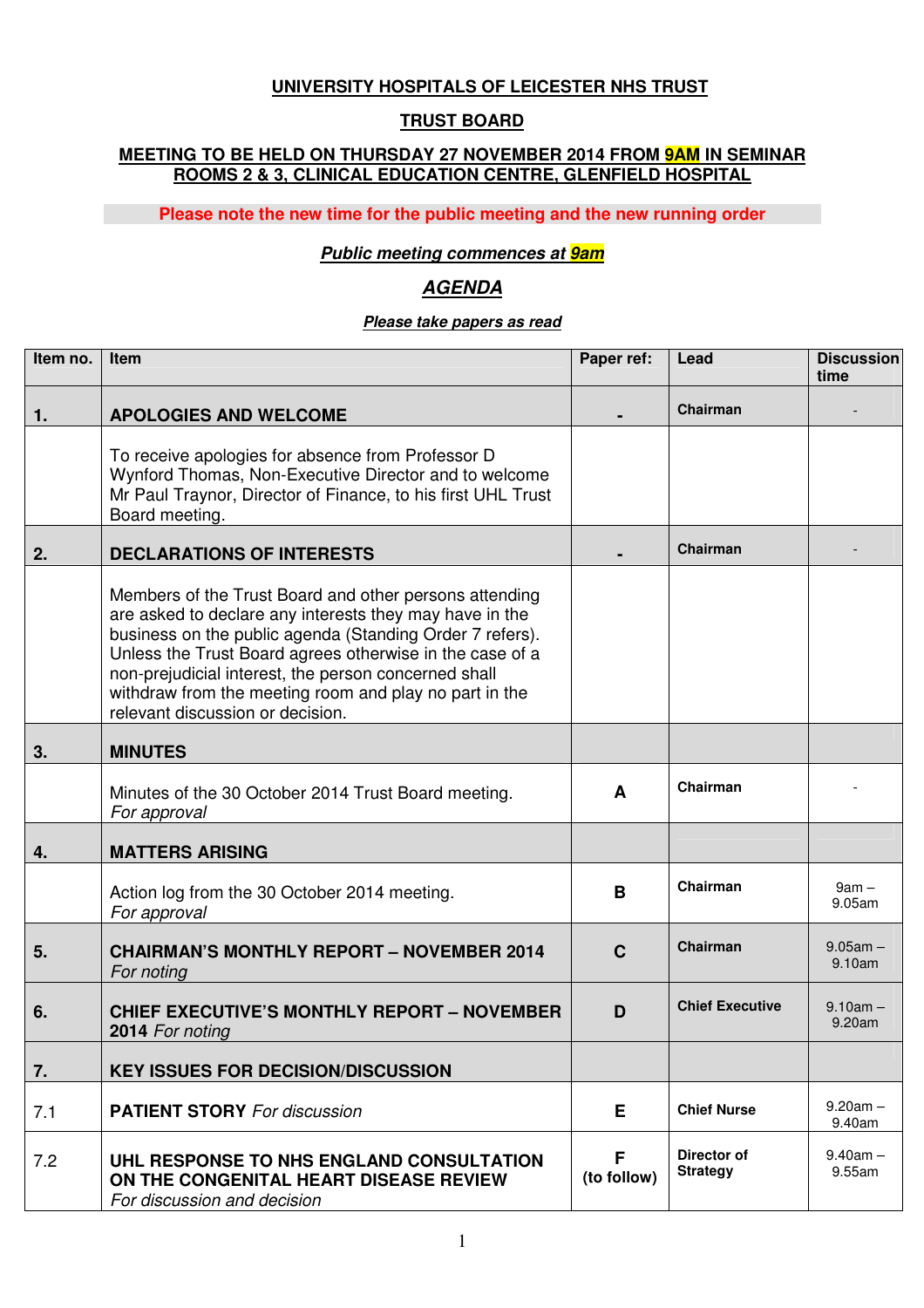**UNIVERSITY HOSPITALS OF LEICESTER NHS TRUST**

**TRUST BOARD**

**MEETING TO BE HELD ON THURSDAY 27 NOVEMBER 2014 FROM 9AM IN SEMINAR ROOMS 2 & 3, CLINICAL EDUCATION CENTRE, GLENFIELD HOSPITAL**

**Please note the new time for the public meeting and the new running order**

***Public meeting commences at 9am***

## ***AGENDA***

***Please take papers as read***

| Item no. | Item | Paper ref: | Lead | Discussion time |
|---|---|---|---|---|
| **1.** | **APOLOGIES AND WELCOME** | **-** | **Chairman** | - |
| | To receive apologies for absence from Professor D Wynford Thomas, Non-Executive Director and to welcome Mr Paul Traynor, Director of Finance, to his first UHL Trust Board meeting. | | | |
| **2.** | **DECLARATIONS OF INTERESTS** | **-** | **Chairman** | - |
| | Members of the Trust Board and other persons attending are asked to declare any interests they may have in the business on the public agenda (Standing Order 7 refers). Unless the Trust Board agrees otherwise in the case of a non-prejudicial interest, the person concerned shall withdraw from the meeting room and play no part in the relevant discussion or decision. | | | |
| **3.** | **MINUTES** | | | |
| | Minutes of the 30 October 2014 Trust Board meeting. *For approval* | **A** | **Chairman** | - |
| **4.** | **MATTERS ARISING** | | | |
| | Action log from the 30 October 2014 meeting. *For approval* | **B** | **Chairman** | 9am – 9.05am |
| **5.** | **CHAIRMAN'S MONTHLY REPORT – NOVEMBER 2014** *For noting* | **C** | **Chairman** | 9.05am – 9.10am |
| **6.** | **CHIEF EXECUTIVE'S MONTHLY REPORT – NOVEMBER 2014** *For noting* | **D** | **Chief Executive** | 9.10am – 9.20am |
| **7.** | **KEY ISSUES FOR DECISION/DISCUSSION** | | | |
| 7.1 | **PATIENT STORY** *For discussion* | **E** | **Chief Nurse** | 9.20am – 9.40am |
| 7.2 | **UHL RESPONSE TO NHS ENGLAND CONSULTATION ON THE CONGENITAL HEART DISEASE REVIEW** *For discussion and decision* | **F** (to follow) | **Director of Strategy** | 9.40am – 9.55am |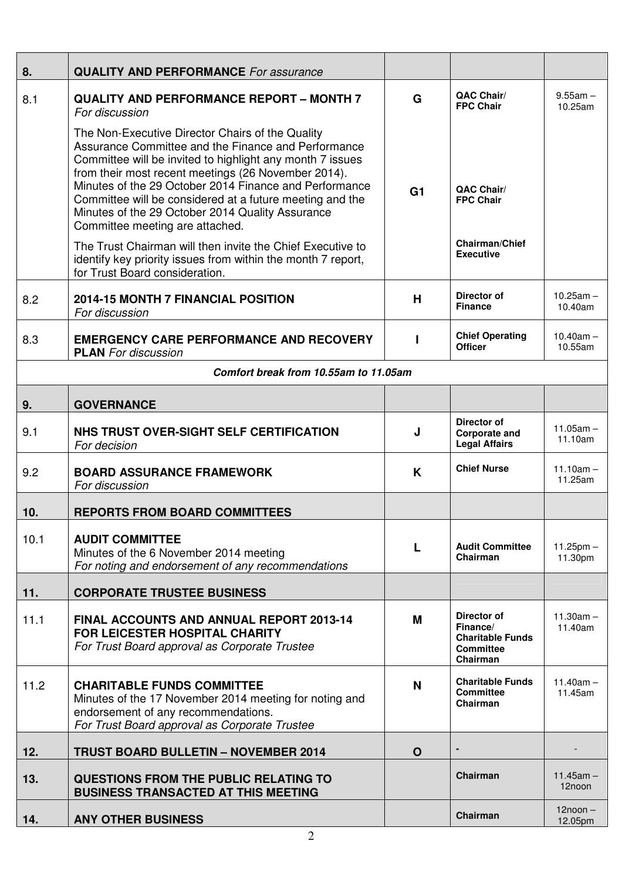| | | | | |
|---|---|---|---|---|
| **8.** | **QUALITY AND PERFORMANCE** *For assurance* | | | |
| 8.1 | **QUALITY AND PERFORMANCE REPORT – MONTH 7** *For discussion* | G | QAC Chair/ FPC Chair | 9.55am – 10.25am |
| | The Non-Executive Director Chairs of the Quality Assurance Committee and the Finance and Performance Committee will be invited to highlight any month 7 issues from their most recent meetings (26 November 2014). Minutes of the 29 October 2014 Finance and Performance Committee will be considered at a future meeting and the Minutes of the 29 October 2014 Quality Assurance Committee meeting are attached. | G1 | QAC Chair/ FPC Chair | |
| | The Trust Chairman will then invite the Chief Executive to identify key priority issues from within the month 7 report, for Trust Board consideration. | | Chairman/Chief Executive | |
| 8.2 | **2014-15 MONTH 7 FINANCIAL POSITION** *For discussion* | H | Director of Finance | 10.25am – 10.40am |
| 8.3 | **EMERGENCY CARE PERFORMANCE AND RECOVERY PLAN** *For discussion* | I | Chief Operating Officer | 10.40am – 10.55am |
| | ***Comfort break from 10.55am to 11.05am*** | | | |
| **9.** | **GOVERNANCE** | | | |
| 9.1 | **NHS TRUST OVER-SIGHT SELF CERTIFICATION** *For decision* | J | Director of Corporate and Legal Affairs | 11.05am – 11.10am |
| 9.2 | **BOARD ASSURANCE FRAMEWORK** *For discussion* | K | Chief Nurse | 11.10am – 11.25am |
| **10.** | **REPORTS FROM BOARD COMMITTEES** | | | |
| 10.1 | **AUDIT COMMITTEE** Minutes of the 6 November 2014 meeting *For noting and endorsement of any recommendations* | L | Audit Committee Chairman | 11.25pm – 11.30pm |
| **11.** | **CORPORATE TRUSTEE BUSINESS** | | | |
| 11.1 | **FINAL ACCOUNTS AND ANNUAL REPORT 2013-14 FOR LEICESTER HOSPITAL CHARITY** *For Trust Board approval as Corporate Trustee* | M | Director of Finance/ Charitable Funds Committee Chairman | 11.30am – 11.40am |
| 11.2 | **CHARITABLE FUNDS COMMITTEE** Minutes of the 17 November 2014 meeting for noting and endorsement of any recommendations. *For Trust Board approval as Corporate Trustee* | N | Charitable Funds Committee Chairman | 11.40am – 11.45am |
| **12.** | **TRUST BOARD BULLETIN – NOVEMBER 2014** | O | - | - |
| **13.** | **QUESTIONS FROM THE PUBLIC RELATING TO BUSINESS TRANSACTED AT THIS MEETING** | | Chairman | 11.45am – 12noon |
| **14.** | **ANY OTHER BUSINESS** | | Chairman | 12noon – 12.05pm |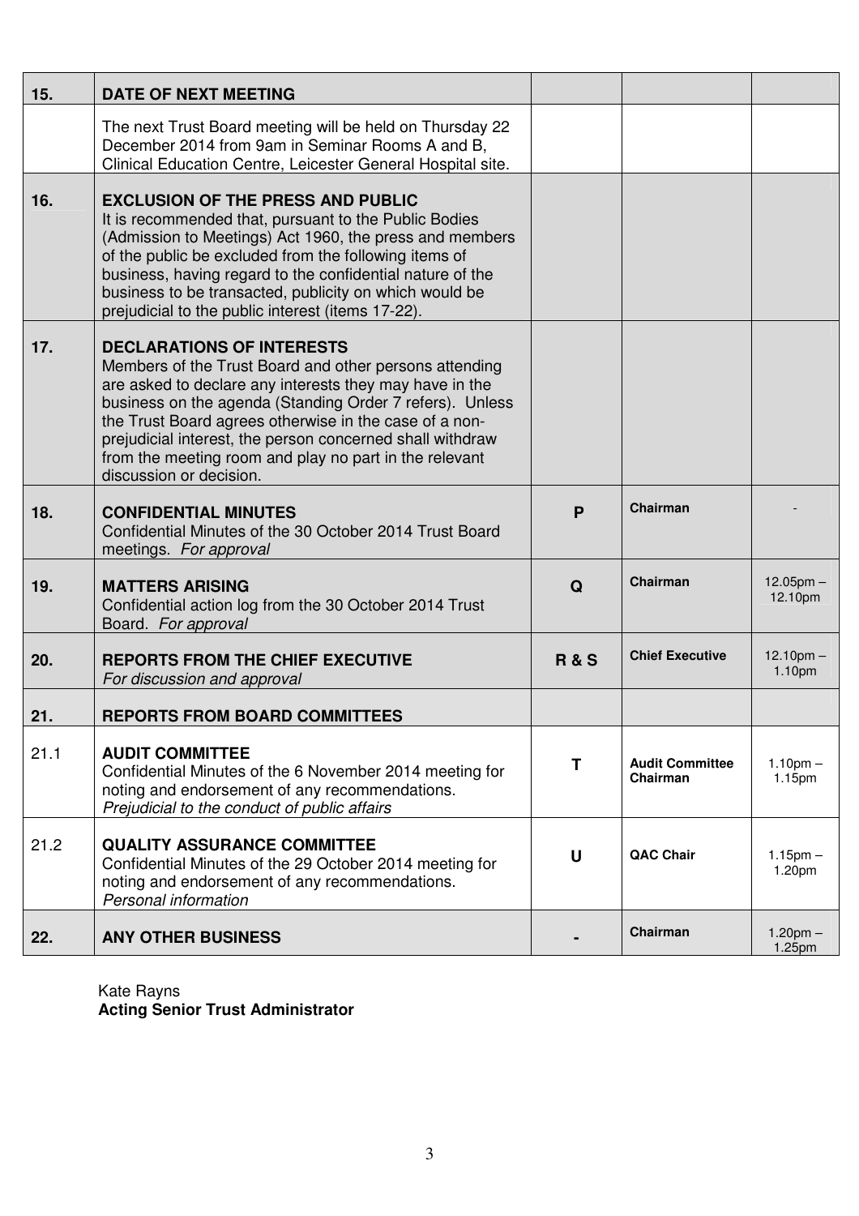| | | | | |
|---|---|---|---|---|
| **15.** | **DATE OF NEXT MEETING** | | | |
| | The next Trust Board meeting will be held on Thursday 22 December 2014 from 9am in Seminar Rooms A and B, Clinical Education Centre, Leicester General Hospital site. | | | |
| **16.** | **EXCLUSION OF THE PRESS AND PUBLIC**<br>It is recommended that, pursuant to the Public Bodies (Admission to Meetings) Act 1960, the press and members of the public be excluded from the following items of business, having regard to the confidential nature of the business to be transacted, publicity on which would be prejudicial to the public interest (items 17-22). | | | |
| **17.** | **DECLARATIONS OF INTERESTS**<br>Members of the Trust Board and other persons attending are asked to declare any interests they may have in the business on the agenda (Standing Order 7 refers). Unless the Trust Board agrees otherwise in the case of a non-prejudicial interest, the person concerned shall withdraw from the meeting room and play no part in the relevant discussion or decision. | | | |
| **18.** | **CONFIDENTIAL MINUTES**<br>Confidential Minutes of the 30 October 2014 Trust Board meetings. *For approval* | **P** | **Chairman** | - |
| **19.** | **MATTERS ARISING**<br>Confidential action log from the 30 October 2014 Trust Board. *For approval* | **Q** | **Chairman** | 12.05pm – 12.10pm |
| **20.** | **REPORTS FROM THE CHIEF EXECUTIVE**<br>*For discussion and approval* | **R & S** | **Chief Executive** | 12.10pm – 1.10pm |
| **21.** | **REPORTS FROM BOARD COMMITTEES** | | | |
| 21.1 | **AUDIT COMMITTEE**<br>Confidential Minutes of the 6 November 2014 meeting for noting and endorsement of any recommendations.<br>*Prejudicial to the conduct of public affairs* | **T** | **Audit Committee Chairman** | 1.10pm – 1.15pm |
| 21.2 | **QUALITY ASSURANCE COMMITTEE**<br>Confidential Minutes of the 29 October 2014 meeting for noting and endorsement of any recommendations.<br>*Personal information* | **U** | **QAC Chair** | 1.15pm – 1.20pm |
| **22.** | **ANY OTHER BUSINESS** | **-** | **Chairman** | 1.20pm – 1.25pm |

Kate Rayns
**Acting Senior Trust Administrator**